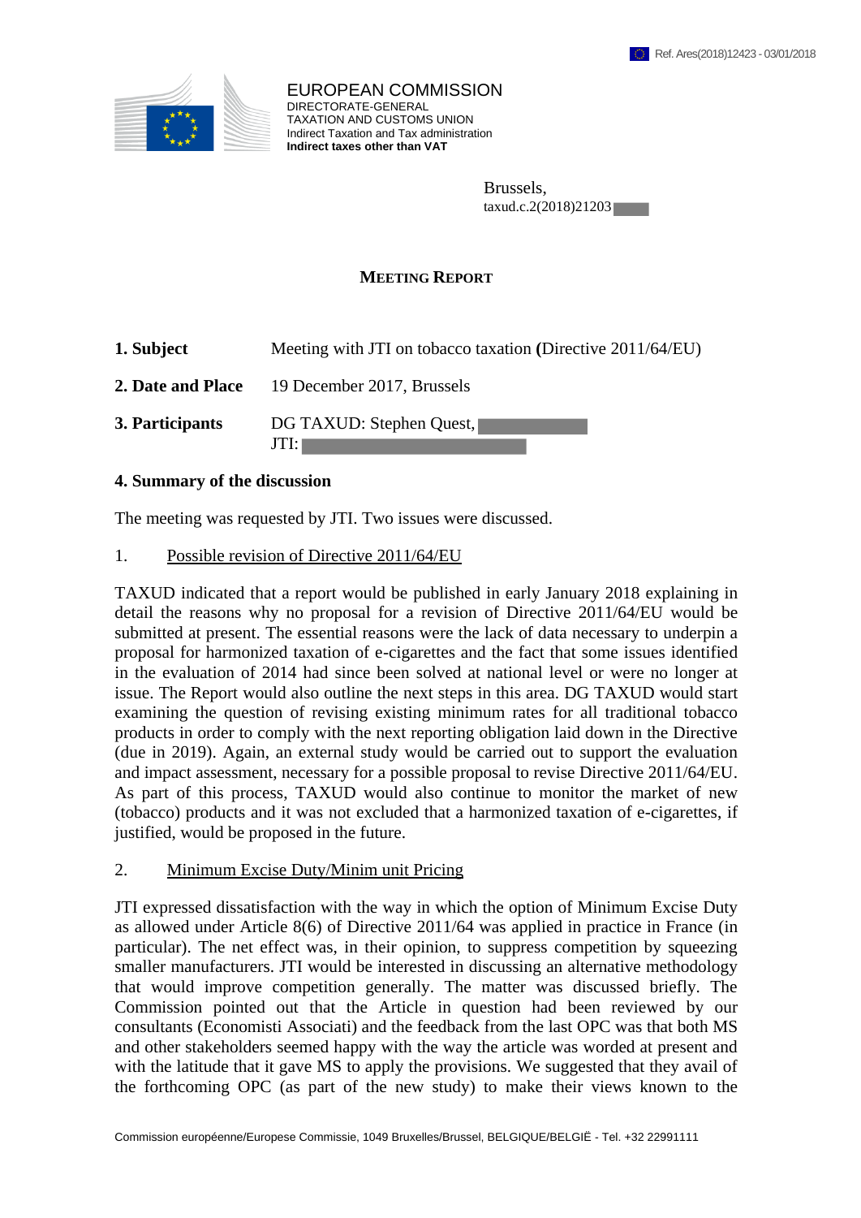Ref. Ares(2018)12423 - 03/01/2018

EUROPEAN COMMISSION
DIRECTORATE-GENERAL
TAXATION AND CUSTOMS UNION
Indirect Taxation and Tax administration
**Indirect taxes other than VAT**

Brussels,
taxud.c.2(2018)21203

# MEETING REPORT

| | |
|---|---|
| **1. Subject** | Meeting with JTI on tobacco taxation **(**Directive 2011/64/EU) |
| **2. Date and Place** | 19 December 2017, Brussels |
| **3. Participants** | DG TAXUD: Stephen Quest,<br>JTI: |

**4. Summary of the discussion**

The meeting was requested by JTI. Two issues were discussed.

1. Possible revision of Directive 2011/64/EU

TAXUD indicated that a report would be published in early January 2018 explaining in detail the reasons why no proposal for a revision of Directive 2011/64/EU would be submitted at present. The essential reasons were the lack of data necessary to underpin a proposal for harmonized taxation of e-cigarettes and the fact that some issues identified in the evaluation of 2014 had since been solved at national level or were no longer at issue. The Report would also outline the next steps in this area. DG TAXUD would start examining the question of revising existing minimum rates for all traditional tobacco products in order to comply with the next reporting obligation laid down in the Directive (due in 2019). Again, an external study would be carried out to support the evaluation and impact assessment, necessary for a possible proposal to revise Directive 2011/64/EU. As part of this process, TAXUD would also continue to monitor the market of new (tobacco) products and it was not excluded that a harmonized taxation of e-cigarettes, if justified, would be proposed in the future.

2. Minimum Excise Duty/Minim unit Pricing

JTI expressed dissatisfaction with the way in which the option of Minimum Excise Duty as allowed under Article 8(6) of Directive 2011/64 was applied in practice in France (in particular). The net effect was, in their opinion, to suppress competition by squeezing smaller manufacturers. JTI would be interested in discussing an alternative methodology that would improve competition generally. The matter was discussed briefly. The Commission pointed out that the Article in question had been reviewed by our consultants (Economisti Associati) and the feedback from the last OPC was that both MS and other stakeholders seemed happy with the way the article was worded at present and with the latitude that it gave MS to apply the provisions. We suggested that they avail of the forthcoming OPC (as part of the new study) to make their views known to the

Commission européenne/Europese Commissie, 1049 Bruxelles/Brussel, BELGIQUE/BELGIË - Tel. +32 22991111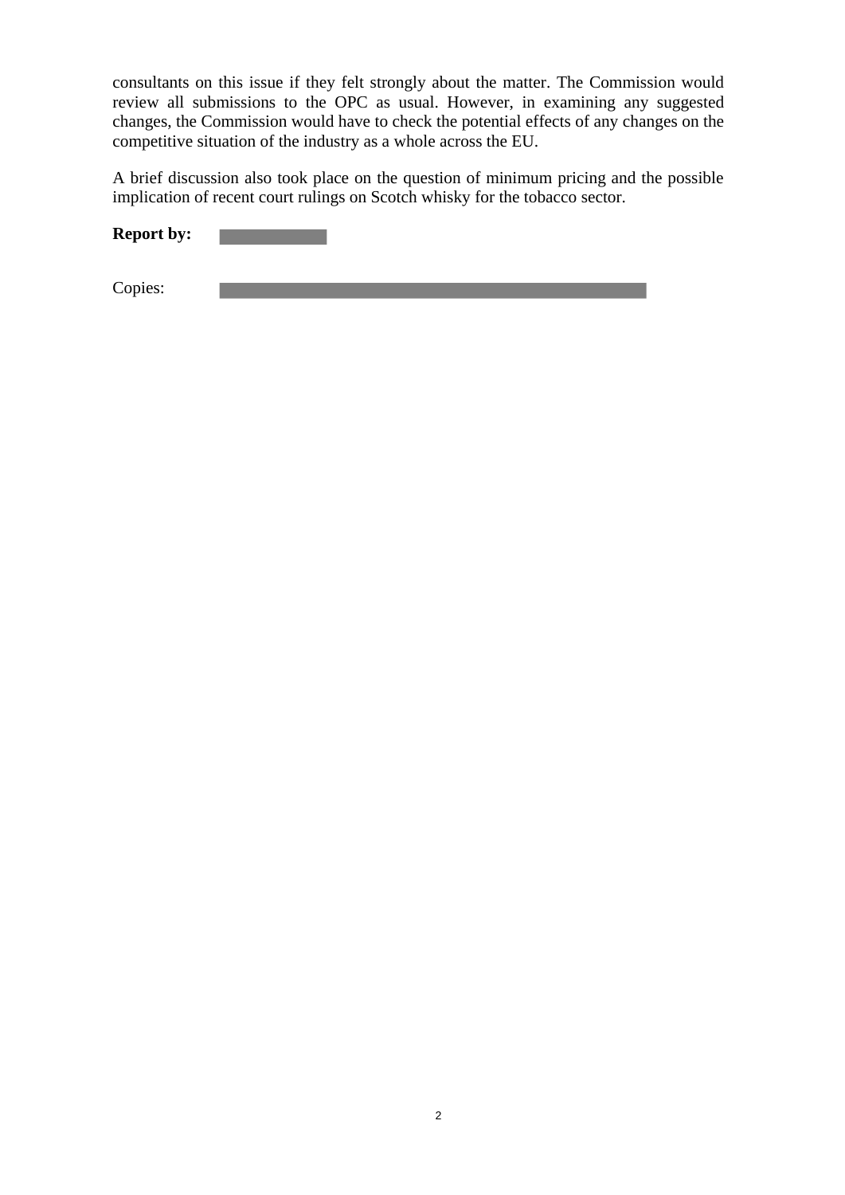consultants on this issue if they felt strongly about the matter. The Commission would review all submissions to the OPC as usual. However, in examining any suggested changes, the Commission would have to check the potential effects of any changes on the competitive situation of the industry as a whole across the EU.

A brief discussion also took place on the question of minimum pricing and the possible implication of recent court rulings on Scotch whisky for the tobacco sector.

**Report by:**

Copies: